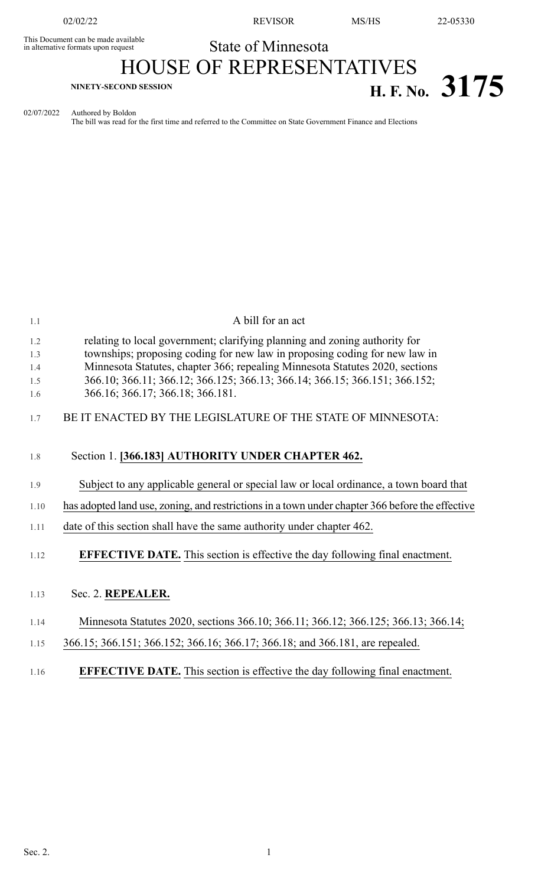02/02/22 REVISOR MS/HS 22-05330

This Document can be made available in alternative formats upon request

State of Minnesota

# HOUSE OF REPRESENTATIVES

**NINETY-SECOND SESSION** **H. F. No. 3175**

02/07/2022 Authored by Boldon

The bill was read for the first time and referred to the Committee on State Government Finance and Elections

A bill for an act

relating to local government; clarifying planning and zoning authority for townships; proposing coding for new law in proposing coding for new law in Minnesota Statutes, chapter 366; repealing Minnesota Statutes 2020, sections 366.10; 366.11; 366.12; 366.125; 366.13; 366.14; 366.15; 366.151; 366.152; 366.16; 366.17; 366.18; 366.181.

BE IT ENACTED BY THE LEGISLATURE OF THE STATE OF MINNESOTA:

Section 1. **[366.183] AUTHORITY UNDER CHAPTER 462.**

Subject to any applicable general or special law or local ordinance, a town board that has adopted land use, zoning, and restrictions in a town under chapter 366 before the effective date of this section shall have the same authority under chapter 462.

**EFFECTIVE DATE.** This section is effective the day following final enactment.

Sec. 2. **REPEALER.**

Minnesota Statutes 2020, sections 366.10; 366.11; 366.12; 366.125; 366.13; 366.14; 366.15; 366.151; 366.152; 366.16; 366.17; 366.18; and 366.181, are repealed.

**EFFECTIVE DATE.** This section is effective the day following final enactment.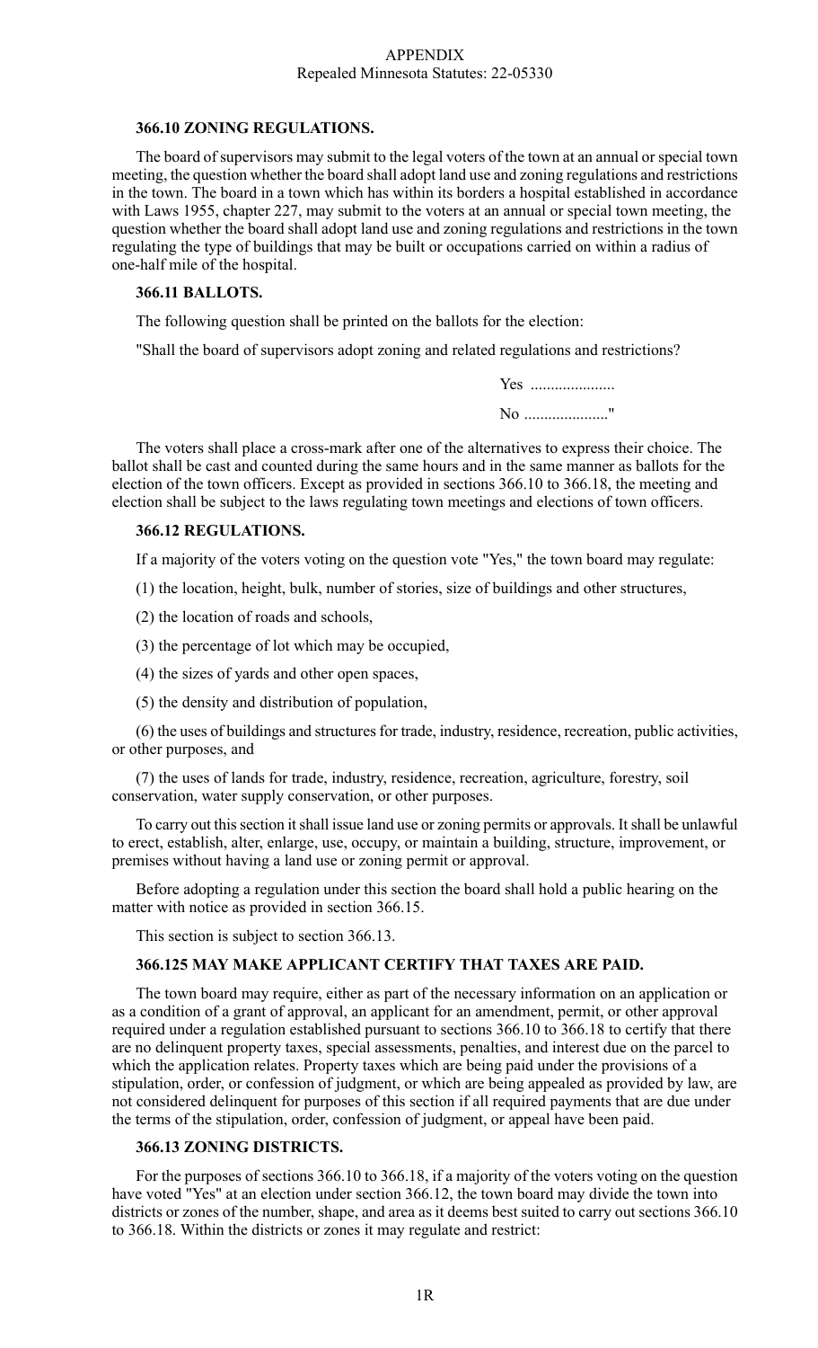APPENDIX
Repealed Minnesota Statutes: 22-05330

**366.10 ZONING REGULATIONS.**

The board of supervisors may submit to the legal voters of the town at an annual or special town meeting, the question whether the board shall adopt land use and zoning regulations and restrictions in the town. The board in a town which has within its borders a hospital established in accordance with Laws 1955, chapter 227, may submit to the voters at an annual or special town meeting, the question whether the board shall adopt land use and zoning regulations and restrictions in the town regulating the type of buildings that may be built or occupations carried on within a radius of one-half mile of the hospital.

**366.11 BALLOTS.**

The following question shall be printed on the ballots for the election:

"Shall the board of supervisors adopt zoning and related regulations and restrictions?

Yes .....................

No ....................."

The voters shall place a cross-mark after one of the alternatives to express their choice. The ballot shall be cast and counted during the same hours and in the same manner as ballots for the election of the town officers. Except as provided in sections 366.10 to 366.18, the meeting and election shall be subject to the laws regulating town meetings and elections of town officers.

**366.12 REGULATIONS.**

If a majority of the voters voting on the question vote "Yes," the town board may regulate:

(1) the location, height, bulk, number of stories, size of buildings and other structures,

(2) the location of roads and schools,

(3) the percentage of lot which may be occupied,

(4) the sizes of yards and other open spaces,

(5) the density and distribution of population,

(6) the uses of buildings and structures for trade, industry, residence, recreation, public activities, or other purposes, and

(7) the uses of lands for trade, industry, residence, recreation, agriculture, forestry, soil conservation, water supply conservation, or other purposes.

To carry out this section it shall issue land use or zoning permits or approvals. It shall be unlawful to erect, establish, alter, enlarge, use, occupy, or maintain a building, structure, improvement, or premises without having a land use or zoning permit or approval.

Before adopting a regulation under this section the board shall hold a public hearing on the matter with notice as provided in section 366.15.

This section is subject to section 366.13.

**366.125 MAY MAKE APPLICANT CERTIFY THAT TAXES ARE PAID.**

The town board may require, either as part of the necessary information on an application or as a condition of a grant of approval, an applicant for an amendment, permit, or other approval required under a regulation established pursuant to sections 366.10 to 366.18 to certify that there are no delinquent property taxes, special assessments, penalties, and interest due on the parcel to which the application relates. Property taxes which are being paid under the provisions of a stipulation, order, or confession of judgment, or which are being appealed as provided by law, are not considered delinquent for purposes of this section if all required payments that are due under the terms of the stipulation, order, confession of judgment, or appeal have been paid.

**366.13 ZONING DISTRICTS.**

For the purposes of sections 366.10 to 366.18, if a majority of the voters voting on the question have voted "Yes" at an election under section 366.12, the town board may divide the town into districts or zones of the number, shape, and area as it deems best suited to carry out sections 366.10 to 366.18. Within the districts or zones it may regulate and restrict: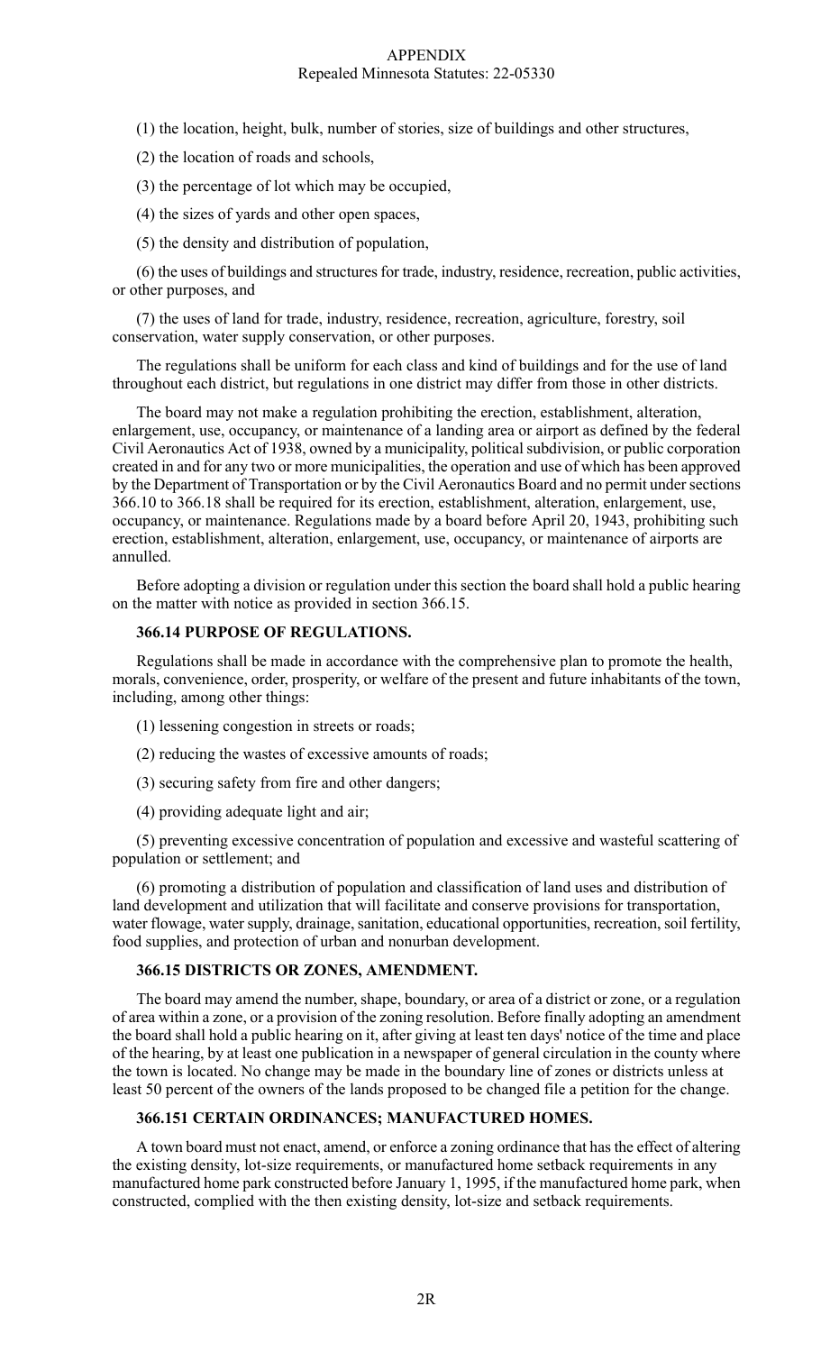(1) the location, height, bulk, number of stories, size of buildings and other structures,

(2) the location of roads and schools,

(3) the percentage of lot which may be occupied,

(4) the sizes of yards and other open spaces,

(5) the density and distribution of population,

(6) the uses of buildings and structures for trade, industry, residence, recreation, public activities, or other purposes, and

(7) the uses of land for trade, industry, residence, recreation, agriculture, forestry, soil conservation, water supply conservation, or other purposes.

The regulations shall be uniform for each class and kind of buildings and for the use of land throughout each district, but regulations in one district may differ from those in other districts.

The board may not make a regulation prohibiting the erection, establishment, alteration, enlargement, use, occupancy, or maintenance of a landing area or airport as defined by the federal Civil Aeronautics Act of 1938, owned by a municipality, political subdivision, or public corporation created in and for any two or more municipalities, the operation and use of which has been approved by the Department of Transportation or by the Civil Aeronautics Board and no permit under sections 366.10 to 366.18 shall be required for its erection, establishment, alteration, enlargement, use, occupancy, or maintenance. Regulations made by a board before April 20, 1943, prohibiting such erection, establishment, alteration, enlargement, use, occupancy, or maintenance of airports are annulled.

Before adopting a division or regulation under this section the board shall hold a public hearing on the matter with notice as provided in section 366.15.

**366.14 PURPOSE OF REGULATIONS.**

Regulations shall be made in accordance with the comprehensive plan to promote the health, morals, convenience, order, prosperity, or welfare of the present and future inhabitants of the town, including, among other things:

(1) lessening congestion in streets or roads;

(2) reducing the wastes of excessive amounts of roads;

(3) securing safety from fire and other dangers;

(4) providing adequate light and air;

(5) preventing excessive concentration of population and excessive and wasteful scattering of population or settlement; and

(6) promoting a distribution of population and classification of land uses and distribution of land development and utilization that will facilitate and conserve provisions for transportation, water flowage, water supply, drainage, sanitation, educational opportunities, recreation, soil fertility, food supplies, and protection of urban and nonurban development.

**366.15 DISTRICTS OR ZONES, AMENDMENT.**

The board may amend the number, shape, boundary, or area of a district or zone, or a regulation of area within a zone, or a provision of the zoning resolution. Before finally adopting an amendment the board shall hold a public hearing on it, after giving at least ten days' notice of the time and place of the hearing, by at least one publication in a newspaper of general circulation in the county where the town is located. No change may be made in the boundary line of zones or districts unless at least 50 percent of the owners of the lands proposed to be changed file a petition for the change.

**366.151 CERTAIN ORDINANCES; MANUFACTURED HOMES.**

A town board must not enact, amend, or enforce a zoning ordinance that has the effect of altering the existing density, lot-size requirements, or manufactured home setback requirements in any manufactured home park constructed before January 1, 1995, if the manufactured home park, when constructed, complied with the then existing density, lot-size and setback requirements.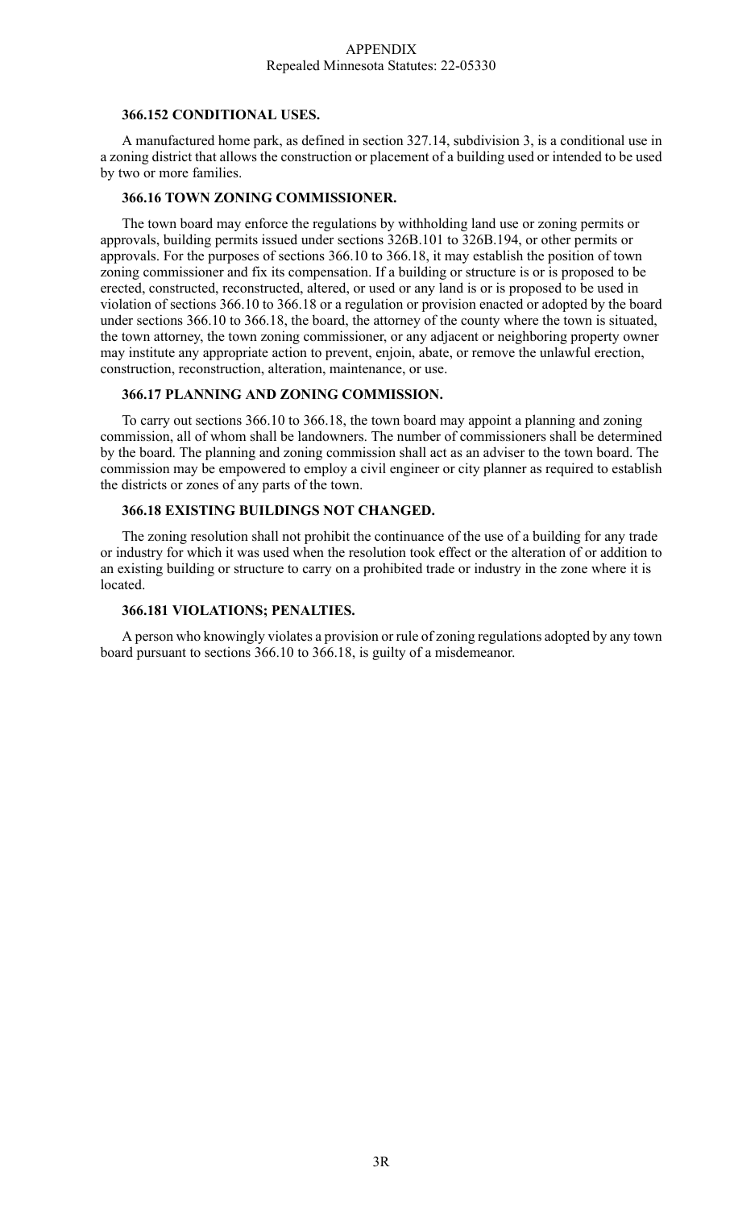#### 366.152 CONDITIONAL USES.

A manufactured home park, as defined in section 327.14, subdivision 3, is a conditional use in a zoning district that allows the construction or placement of a building used or intended to be used by two or more families.

#### 366.16 TOWN ZONING COMMISSIONER.

The town board may enforce the regulations by withholding land use or zoning permits or approvals, building permits issued under sections 326B.101 to 326B.194, or other permits or approvals. For the purposes of sections 366.10 to 366.18, it may establish the position of town zoning commissioner and fix its compensation. If a building or structure is or is proposed to be erected, constructed, reconstructed, altered, or used or any land is or is proposed to be used in violation of sections 366.10 to 366.18 or a regulation or provision enacted or adopted by the board under sections 366.10 to 366.18, the board, the attorney of the county where the town is situated, the town attorney, the town zoning commissioner, or any adjacent or neighboring property owner may institute any appropriate action to prevent, enjoin, abate, or remove the unlawful erection, construction, reconstruction, alteration, maintenance, or use.

#### 366.17 PLANNING AND ZONING COMMISSION.

To carry out sections 366.10 to 366.18, the town board may appoint a planning and zoning commission, all of whom shall be landowners. The number of commissioners shall be determined by the board. The planning and zoning commission shall act as an adviser to the town board. The commission may be empowered to employ a civil engineer or city planner as required to establish the districts or zones of any parts of the town.

#### 366.18 EXISTING BUILDINGS NOT CHANGED.

The zoning resolution shall not prohibit the continuance of the use of a building for any trade or industry for which it was used when the resolution took effect or the alteration of or addition to an existing building or structure to carry on a prohibited trade or industry in the zone where it is located.

#### 366.181 VIOLATIONS; PENALTIES.

A person who knowingly violates a provision or rule of zoning regulations adopted by any town board pursuant to sections 366.10 to 366.18, is guilty of a misdemeanor.